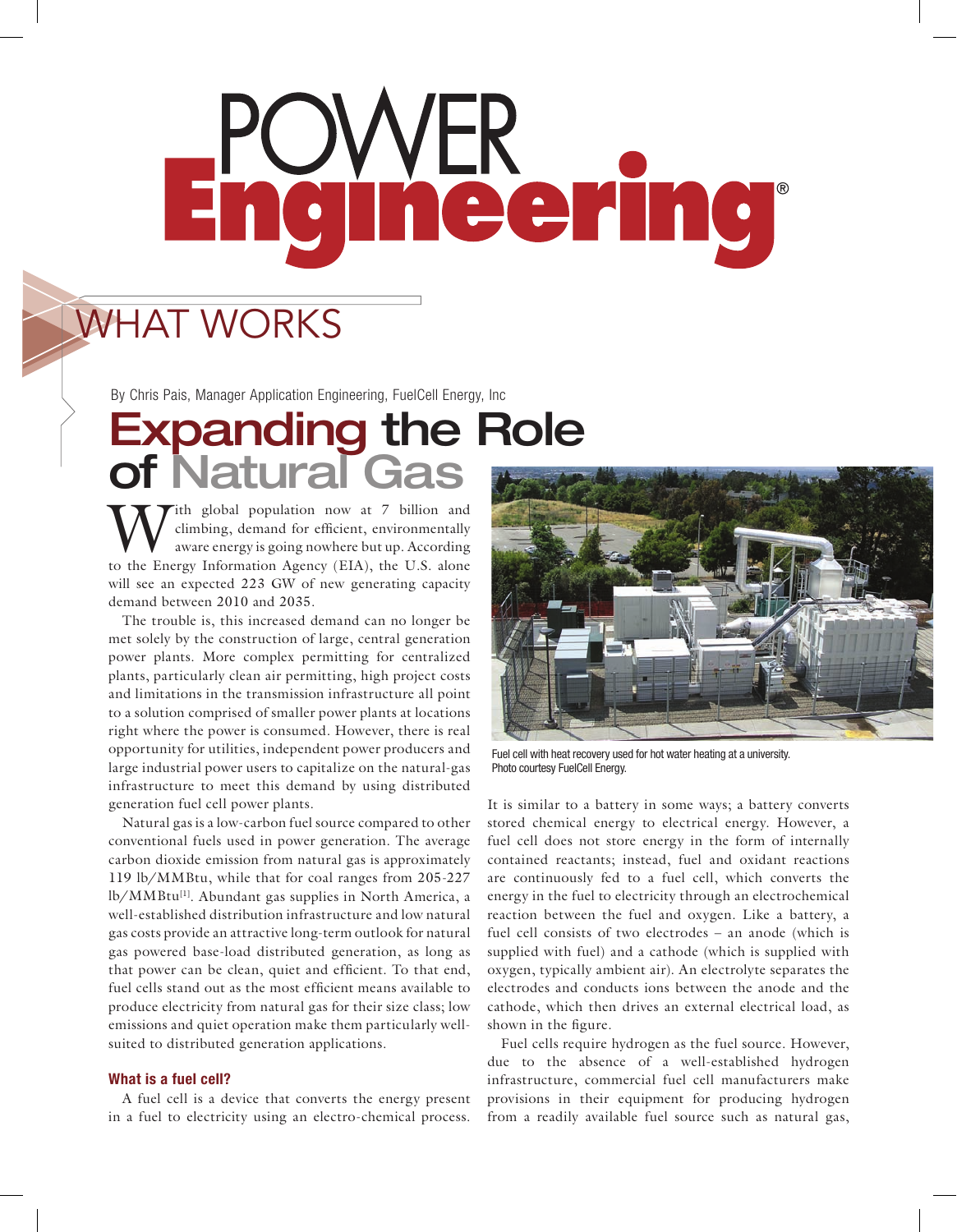# POWER Engineering®

## WHAT WORKS

By Chris Pais, Manager Application Engineering, FuelCell Energy, Inc

# Expanding the Role of Natural Gas

With global population now at 7 billion and climbing, demand for efficient, environmentally aware energy is going nowhere but up. According to the Energy Information Agency (EIA), the U.S. alone will see an expected 223 GW of new generating capacity demand between 2010 and 2035.

The trouble is, this increased demand can no longer be met solely by the construction of large, central generation power plants. More complex permitting for centralized plants, particularly clean air permitting, high project costs and limitations in the transmission infrastructure all point to a solution comprised of smaller power plants at locations right where the power is consumed. However, there is real opportunity for utilities, independent power producers and large industrial power users to capitalize on the natural-gas infrastructure to meet this demand by using distributed generation fuel cell power plants.

Natural gas is a low-carbon fuel source compared to other conventional fuels used in power generation. The average carbon dioxide emission from natural gas is approximately 119 lb/MMBtu, while that for coal ranges from 205-227 lb/MMBtu[1]. Abundant gas supplies in North America, a well-established distribution infrastructure and low natural gas costs provide an attractive long-term outlook for natural gas powered base-load distributed generation, as long as that power can be clean, quiet and efficient. To that end, fuel cells stand out as the most efficient means available to produce electricity from natural gas for their size class; low emissions and quiet operation make them particularly well-suited to distributed generation applications.

### What is a fuel cell?

A fuel cell is a device that converts the energy present in a fuel to electricity using an electro-chemical process.

Fuel cell with heat recovery used for hot water heating at a university. Photo courtesy FuelCell Energy.

It is similar to a battery in some ways; a battery converts stored chemical energy to electrical energy. However, a fuel cell does not store energy in the form of internally contained reactants; instead, fuel and oxidant reactions are continuously fed to a fuel cell, which converts the energy in the fuel to electricity through an electrochemical reaction between the fuel and oxygen. Like a battery, a fuel cell consists of two electrodes – an anode (which is supplied with fuel) and a cathode (which is supplied with oxygen, typically ambient air). An electrolyte separates the electrodes and conducts ions between the anode and the cathode, which then drives an external electrical load, as shown in the figure.

Fuel cells require hydrogen as the fuel source. However, due to the absence of a well-established hydrogen infrastructure, commercial fuel cell manufacturers make provisions in their equipment for producing hydrogen from a readily available fuel source such as natural gas,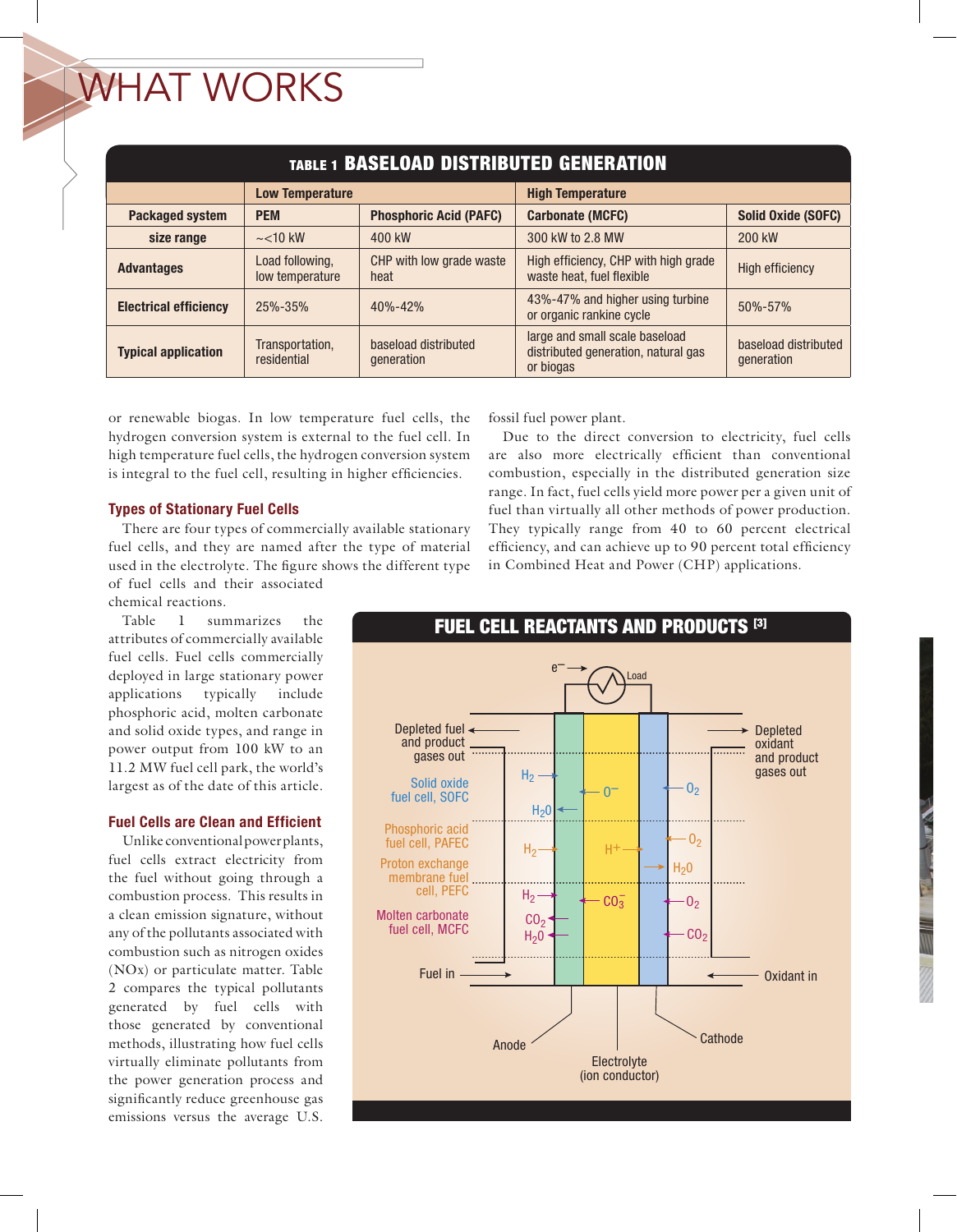# WHAT WORKS

**TABLE 1 BASELOAD DISTRIBUTED GENERATION**

| | Low Temperature | | High Temperature | |
|---|---|---|---|---|
| **Packaged system** | **PEM** | **Phosphoric Acid (PAFC)** | **Carbonate (MCFC)** | **Solid Oxide (SOFC)** |
| **size range** | ~<10 kW | 400 kW | 300 kW to 2.8 MW | 200 kW |
| **Advantages** | Load following, low temperature | CHP with low grade waste heat | High efficiency, CHP with high grade waste heat, fuel flexible | High efficiency |
| **Electrical efficiency** | 25%-35% | 40%-42% | 43%-47% and higher using turbine or organic rankine cycle | 50%-57% |
| **Typical application** | Transportation, residential | baseload distributed generation | large and small scale baseload distributed generation, natural gas or biogas | baseload distributed generation |

or renewable biogas. In low temperature fuel cells, the hydrogen conversion system is external to the fuel cell. In high temperature fuel cells, the hydrogen conversion system is integral to the fuel cell, resulting in higher efficiencies.

### Types of Stationary Fuel Cells

There are four types of commercially available stationary fuel cells, and they are named after the type of material used in the electrolyte. The figure shows the different type of fuel cells and their associated chemical reactions.

Table 1 summarizes the attributes of commercially available fuel cells. Fuel cells commercially deployed in large stationary power applications typically include phosphoric acid, molten carbonate and solid oxide types, and range in power output from 100 kW to an 11.2 MW fuel cell park, the world's largest as of the date of this article.

### Fuel Cells are Clean and Efficient

Unlike conventional power plants, fuel cells extract electricity from the fuel without going through a combustion process. This results in a clean emission signature, without any of the pollutants associated with combustion such as nitrogen oxides (NOx) or particulate matter. Table 2 compares the typical pollutants generated by fuel cells with those generated by conventional methods, illustrating how fuel cells virtually eliminate pollutants from the power generation process and significantly reduce greenhouse gas emissions versus the average U.S. fossil fuel power plant.

Due to the direct conversion to electricity, fuel cells are also more electrically efficient than conventional combustion, especially in the distributed generation size range. In fact, fuel cells yield more power per a given unit of fuel than virtually all other methods of power production. They typically range from 40 to 60 percent electrical efficiency, and can achieve up to 90 percent total efficiency in Combined Heat and Power (CHP) applications.

**FUEL CELL REACTANTS AND PRODUCTS [3]**

$e^-$ → Load

Depleted fuel and product gases out | Depleted oxidant and product gases out

Solid oxide fuel cell, SOFC: $H_2$ →, $H_2O$ ←, ← $O^-$, ← $O_2$

Phosphoric acid fuel cell, PAFC / Proton exchange membrane fuel cell, PEFC: $H_2$ →, $H^+$ →, ← $O_2$, → $H_2O$

Molten carbonate fuel cell, MCFC: $H_2$ →, $CO_2$ ←, $H_2O$ ←, ← $CO_3^-$, ← $O_2$, ← $CO_2$

Fuel in → | ← Oxidant in

Anode | Electrolyte (ion conductor) | Cathode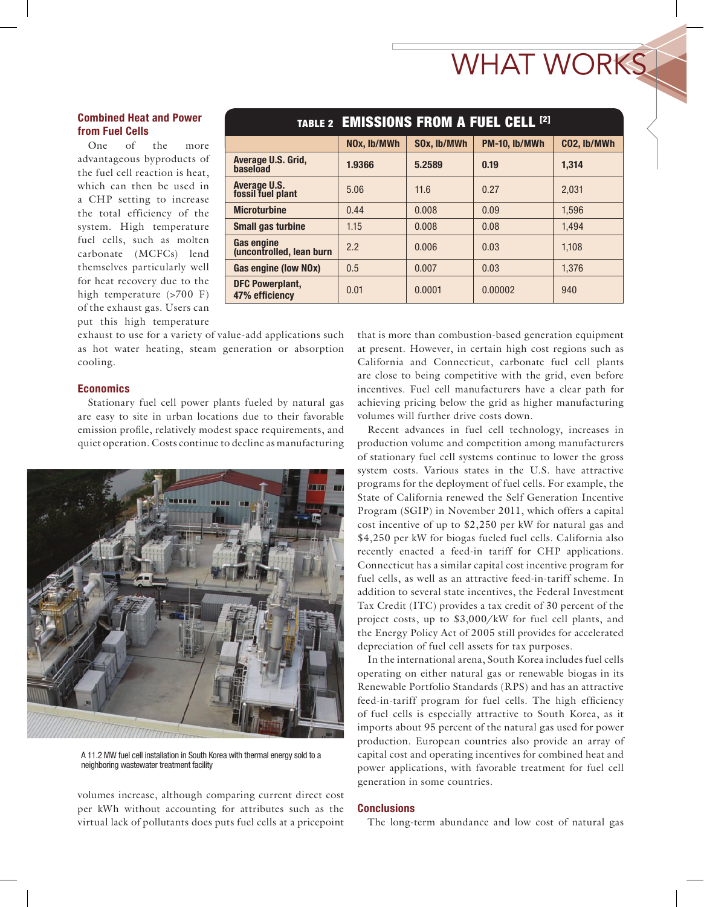## Combined Heat and Power from Fuel Cells

One of the more advantageous byproducts of the fuel cell reaction is heat, which can then be used in a CHP setting to increase the total efficiency of the system. High temperature fuel cells, such as molten carbonate (MCFCs) lend themselves particularly well for heat recovery due to the high temperature (>700 F) of the exhaust gas. Users can put this high temperature exhaust to use for a variety of value-add applications such as hot water heating, steam generation or absorption cooling.

**TABLE 2 EMISSIONS FROM A FUEL CELL [2]**

| | NOx, lb/MWh | SOx, lb/MWh | PM-10, lb/MWh | CO2, lb/MWh |
|---|---|---|---|---|
| **Average U.S. Grid, baseload** | **1.9366** | **5.2589** | **0.19** | **1,314** |
| **Average U.S. fossil fuel plant** | 5.06 | 11.6 | 0.27 | 2,031 |
| **Microturbine** | 0.44 | 0.008 | 0.09 | 1,596 |
| **Small gas turbine** | 1.15 | 0.008 | 0.08 | 1,494 |
| **Gas engine (uncontrolled, lean burn** | 2.2 | 0.006 | 0.03 | 1,108 |
| **Gas engine (low NOx)** | 0.5 | 0.007 | 0.03 | 1,376 |
| **DFC Powerplant, 47% efficiency** | 0.01 | 0.0001 | 0.00002 | 940 |

## Economics

Stationary fuel cell power plants fueled by natural gas are easy to site in urban locations due to their favorable emission profile, relatively modest space requirements, and quiet operation. Costs continue to decline as manufacturing volumes increase, although comparing current direct cost per kWh without accounting for attributes such as the virtual lack of pollutants does puts fuel cells at a pricepoint that is more than combustion-based generation equipment at present. However, in certain high cost regions such as California and Connecticut, carbonate fuel cell plants are close to being competitive with the grid, even before incentives. Fuel cell manufacturers have a clear path for achieving pricing below the grid as higher manufacturing volumes will further drive costs down.

A 11.2 MW fuel cell installation in South Korea with thermal energy sold to a neighboring wastewater treatment facility

Recent advances in fuel cell technology, increases in production volume and competition among manufacturers of stationary fuel cell systems continue to lower the gross system costs. Various states in the U.S. have attractive programs for the deployment of fuel cells. For example, the State of California renewed the Self Generation Incentive Program (SGIP) in November 2011, which offers a capital cost incentive of up to $2,250 per kW for natural gas and $4,250 per kW for biogas fueled fuel cells. California also recently enacted a feed-in tariff for CHP applications. Connecticut has a similar capital cost incentive program for fuel cells, as well as an attractive feed-in-tariff scheme. In addition to several state incentives, the Federal Investment Tax Credit (ITC) provides a tax credit of 30 percent of the project costs, up to $3,000/kW for fuel cell plants, and the Energy Policy Act of 2005 still provides for accelerated depreciation of fuel cell assets for tax purposes.

In the international arena, South Korea includes fuel cells operating on either natural gas or renewable biogas in its Renewable Portfolio Standards (RPS) and has an attractive feed-in-tariff program for fuel cells. The high efficiency of fuel cells is especially attractive to South Korea, as it imports about 95 percent of the natural gas used for power production. European countries also provide an array of capital cost and operating incentives for combined heat and power applications, with favorable treatment for fuel cell generation in some countries.

## Conclusions

The long-term abundance and low cost of natural gas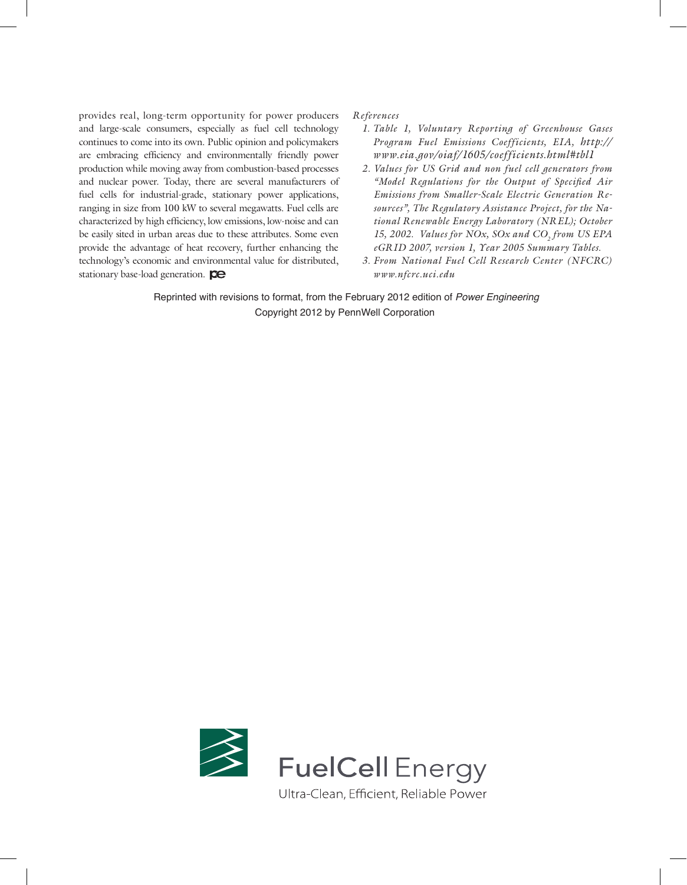provides real, long-term opportunity for power producers and large-scale consumers, especially as fuel cell technology continues to come into its own. Public opinion and policymakers are embracing efficiency and environmentally friendly power production while moving away from combustion-based processes and nuclear power. Today, there are several manufacturers of fuel cells for industrial-grade, stationary power applications, ranging in size from 100 kW to several megawatts. Fuel cells are characterized by high efficiency, low emissions, low-noise and can be easily sited in urban areas due to these attributes. Some even provide the advantage of heat recovery, further enhancing the technology's economic and environmental value for distributed, stationary base-load generation. **pe**

*References*

1. *Table 1, Voluntary Reporting of Greenhouse Gases Program Fuel Emissions Coefficients, EIA, http://www.eia.gov/oiaf/1605/coefficients.html#tbl1*
2. *Values for US Grid and non fuel cell generators from "Model Regulations for the Output of Specified Air Emissions from Smaller-Scale Electric Generation Resources", The Regulatory Assistance Project, for the National Renewable Energy Laboratory (NREL); October 15, 2002. Values for NOx, SOx and $CO_2$ from US EPA eGRID 2007, version 1, Year 2005 Summary Tables.*
3. *From National Fuel Cell Research Center (NFCRC) www.nfcrc.uci.edu*

Reprinted with revisions to format, from the February 2012 edition of *Power Engineering*
Copyright 2012 by PennWell Corporation

FuelCell Energy

Ultra-Clean, Efficient, Reliable Power